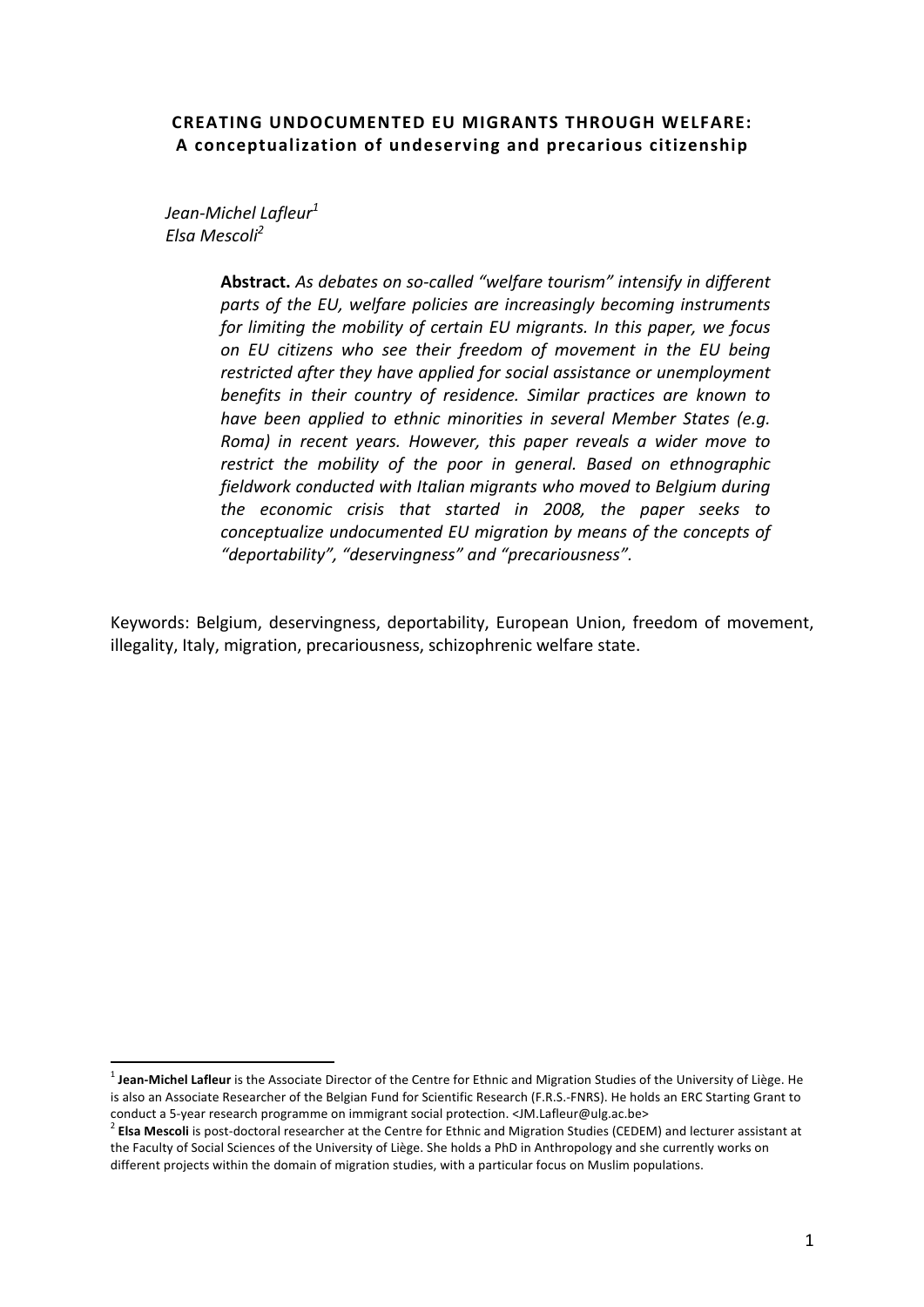# CREATING UNDOCUMENTED EU MIGRANTS THROUGH WELFARE:
## A conceptualization of undeserving and precarious citizenship

*Jean-Michel Lafleur*[1]
*Elsa Mescoli*[2]

> **Abstract.** *As debates on so-called "welfare tourism" intensify in different parts of the EU, welfare policies are increasingly becoming instruments for limiting the mobility of certain EU migrants. In this paper, we focus on EU citizens who see their freedom of movement in the EU being restricted after they have applied for social assistance or unemployment benefits in their country of residence. Similar practices are known to have been applied to ethnic minorities in several Member States (e.g. Roma) in recent years. However, this paper reveals a wider move to restrict the mobility of the poor in general. Based on ethnographic fieldwork conducted with Italian migrants who moved to Belgium during the economic crisis that started in 2008, the paper seeks to conceptualize undocumented EU migration by means of the concepts of "deportability", "deservingness" and "precariousness".*

Keywords: Belgium, deservingness, deportability, European Union, freedom of movement, illegality, Italy, migration, precariousness, schizophrenic welfare state.

---

[1] **Jean-Michel Lafleur** is the Associate Director of the Centre for Ethnic and Migration Studies of the University of Liège. He is also an Associate Researcher of the Belgian Fund for Scientific Research (F.R.S.-FNRS). He holds an ERC Starting Grant to conduct a 5-year research programme on immigrant social protection. <JM.Lafleur@ulg.ac.be>

[2] **Elsa Mescoli** is post-doctoral researcher at the Centre for Ethnic and Migration Studies (CEDEM) and lecturer assistant at the Faculty of Social Sciences of the University of Liège. She holds a PhD in Anthropology and she currently works on different projects within the domain of migration studies, with a particular focus on Muslim populations.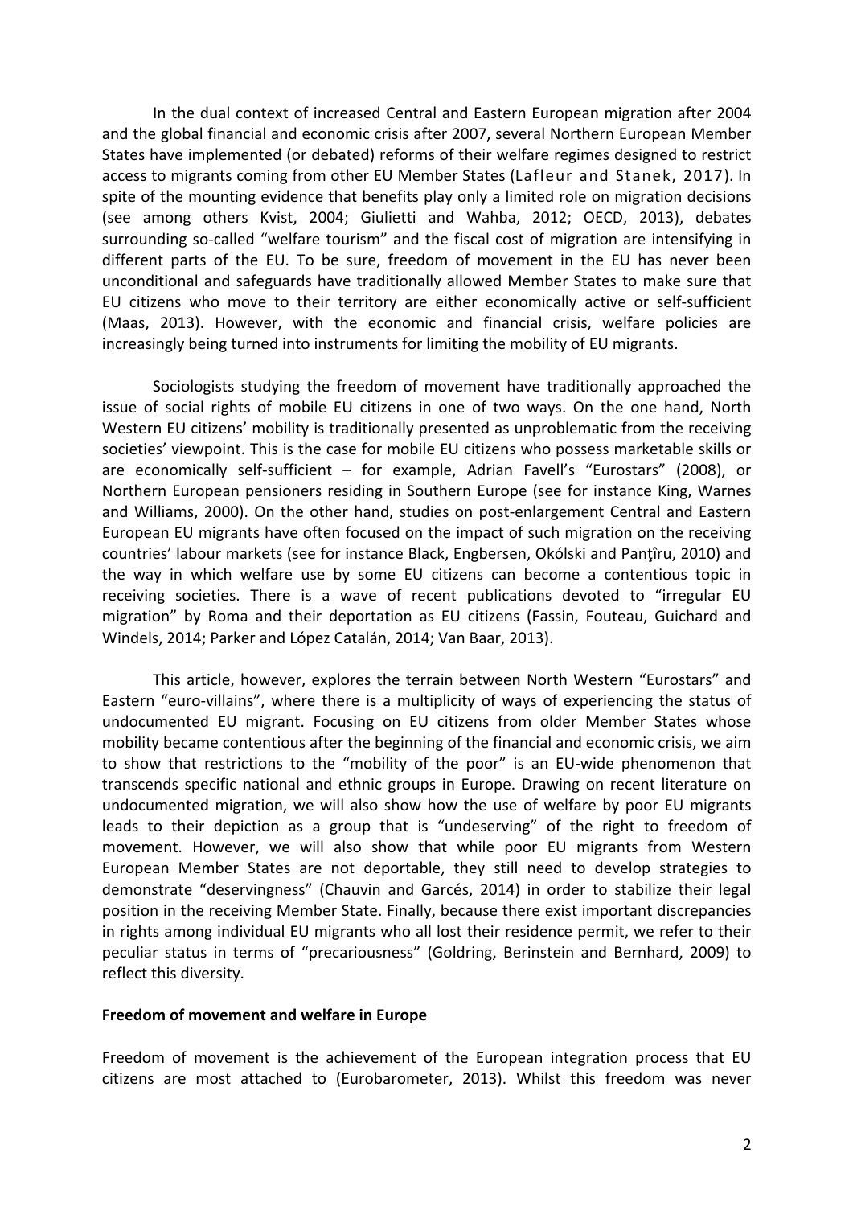In the dual context of increased Central and Eastern European migration after 2004 and the global financial and economic crisis after 2007, several Northern European Member States have implemented (or debated) reforms of their welfare regimes designed to restrict access to migrants coming from other EU Member States (Lafleur and Stanek, 2017). In spite of the mounting evidence that benefits play only a limited role on migration decisions (see among others Kvist, 2004; Giulietti and Wahba, 2012; OECD, 2013), debates surrounding so-called "welfare tourism" and the fiscal cost of migration are intensifying in different parts of the EU. To be sure, freedom of movement in the EU has never been unconditional and safeguards have traditionally allowed Member States to make sure that EU citizens who move to their territory are either economically active or self-sufficient (Maas, 2013). However, with the economic and financial crisis, welfare policies are increasingly being turned into instruments for limiting the mobility of EU migrants.

Sociologists studying the freedom of movement have traditionally approached the issue of social rights of mobile EU citizens in one of two ways. On the one hand, North Western EU citizens' mobility is traditionally presented as unproblematic from the receiving societies' viewpoint. This is the case for mobile EU citizens who possess marketable skills or are economically self-sufficient – for example, Adrian Favell's "Eurostars" (2008), or Northern European pensioners residing in Southern Europe (see for instance King, Warnes and Williams, 2000). On the other hand, studies on post-enlargement Central and Eastern European EU migrants have often focused on the impact of such migration on the receiving countries' labour markets (see for instance Black, Engbersen, Okólski and Panţîru, 2010) and the way in which welfare use by some EU citizens can become a contentious topic in receiving societies. There is a wave of recent publications devoted to "irregular EU migration" by Roma and their deportation as EU citizens (Fassin, Fouteau, Guichard and Windels, 2014; Parker and López Catalán, 2014; Van Baar, 2013).

This article, however, explores the terrain between North Western "Eurostars" and Eastern "euro-villains", where there is a multiplicity of ways of experiencing the status of undocumented EU migrant. Focusing on EU citizens from older Member States whose mobility became contentious after the beginning of the financial and economic crisis, we aim to show that restrictions to the "mobility of the poor" is an EU-wide phenomenon that transcends specific national and ethnic groups in Europe. Drawing on recent literature on undocumented migration, we will also show how the use of welfare by poor EU migrants leads to their depiction as a group that is "undeserving" of the right to freedom of movement. However, we will also show that while poor EU migrants from Western European Member States are not deportable, they still need to develop strategies to demonstrate "deservingness" (Chauvin and Garcés, 2014) in order to stabilize their legal position in the receiving Member State. Finally, because there exist important discrepancies in rights among individual EU migrants who all lost their residence permit, we refer to their peculiar status in terms of "precariousness" (Goldring, Berinstein and Bernhard, 2009) to reflect this diversity.

## Freedom of movement and welfare in Europe

Freedom of movement is the achievement of the European integration process that EU citizens are most attached to (Eurobarometer, 2013). Whilst this freedom was never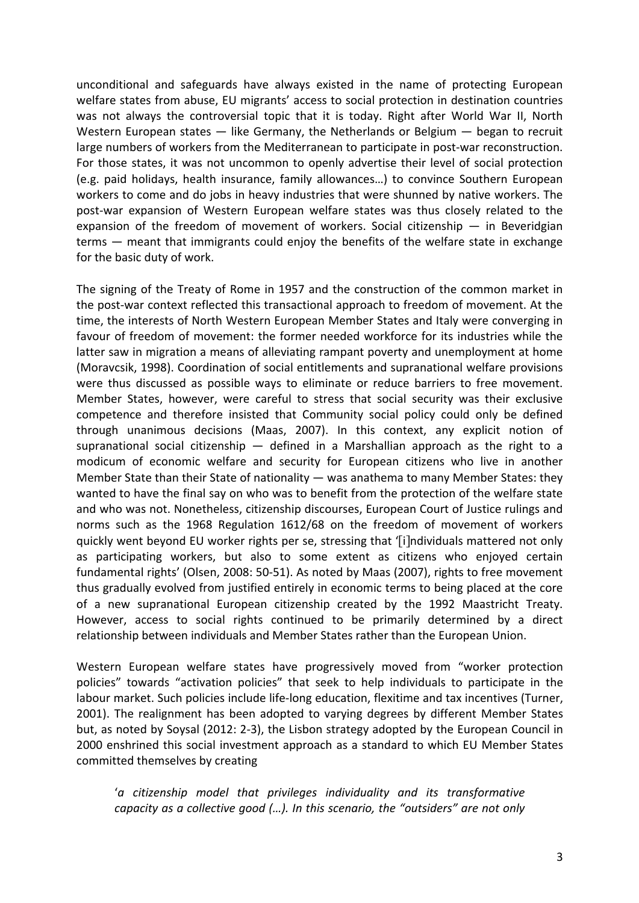unconditional and safeguards have always existed in the name of protecting European welfare states from abuse, EU migrants' access to social protection in destination countries was not always the controversial topic that it is today. Right after World War II, North Western European states — like Germany, the Netherlands or Belgium — began to recruit large numbers of workers from the Mediterranean to participate in post-war reconstruction. For those states, it was not uncommon to openly advertise their level of social protection (e.g. paid holidays, health insurance, family allowances…) to convince Southern European workers to come and do jobs in heavy industries that were shunned by native workers. The post-war expansion of Western European welfare states was thus closely related to the expansion of the freedom of movement of workers. Social citizenship — in Beveridgian terms — meant that immigrants could enjoy the benefits of the welfare state in exchange for the basic duty of work.

The signing of the Treaty of Rome in 1957 and the construction of the common market in the post-war context reflected this transactional approach to freedom of movement. At the time, the interests of North Western European Member States and Italy were converging in favour of freedom of movement: the former needed workforce for its industries while the latter saw in migration a means of alleviating rampant poverty and unemployment at home (Moravcsik, 1998). Coordination of social entitlements and supranational welfare provisions were thus discussed as possible ways to eliminate or reduce barriers to free movement. Member States, however, were careful to stress that social security was their exclusive competence and therefore insisted that Community social policy could only be defined through unanimous decisions (Maas, 2007). In this context, any explicit notion of supranational social citizenship — defined in a Marshallian approach as the right to a modicum of economic welfare and security for European citizens who live in another Member State than their State of nationality — was anathema to many Member States: they wanted to have the final say on who was to benefit from the protection of the welfare state and who was not. Nonetheless, citizenship discourses, European Court of Justice rulings and norms such as the 1968 Regulation 1612/68 on the freedom of movement of workers quickly went beyond EU worker rights per se, stressing that '[i]ndividuals mattered not only as participating workers, but also to some extent as citizens who enjoyed certain fundamental rights' (Olsen, 2008: 50-51). As noted by Maas (2007), rights to free movement thus gradually evolved from justified entirely in economic terms to being placed at the core of a new supranational European citizenship created by the 1992 Maastricht Treaty. However, access to social rights continued to be primarily determined by a direct relationship between individuals and Member States rather than the European Union.

Western European welfare states have progressively moved from "worker protection policies" towards "activation policies" that seek to help individuals to participate in the labour market. Such policies include life-long education, flexitime and tax incentives (Turner, 2001). The realignment has been adopted to varying degrees by different Member States but, as noted by Soysal (2012: 2-3), the Lisbon strategy adopted by the European Council in 2000 enshrined this social investment approach as a standard to which EU Member States committed themselves by creating

> '*a citizenship model that privileges individuality and its transformative capacity as a collective good (…). In this scenario, the "outsiders" are not only*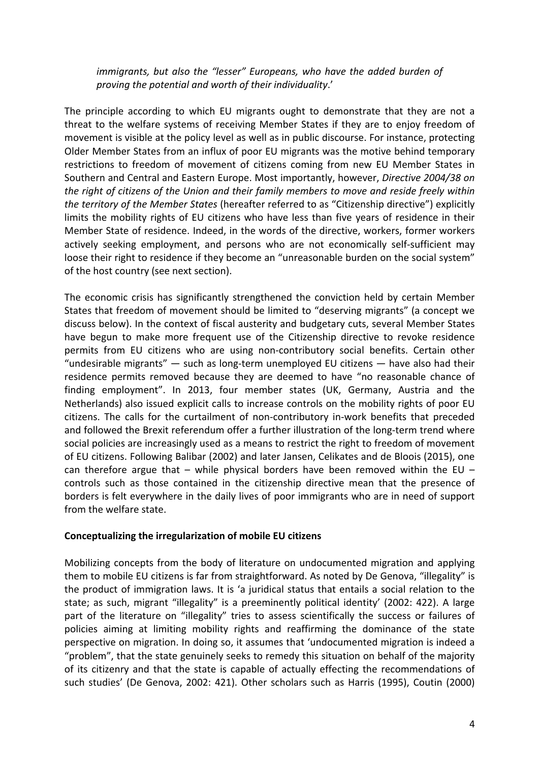*immigrants, but also the "lesser" Europeans, who have the added burden of proving the potential and worth of their individuality*.'

The principle according to which EU migrants ought to demonstrate that they are not a threat to the welfare systems of receiving Member States if they are to enjoy freedom of movement is visible at the policy level as well as in public discourse. For instance, protecting Older Member States from an influx of poor EU migrants was the motive behind temporary restrictions to freedom of movement of citizens coming from new EU Member States in Southern and Central and Eastern Europe. Most importantly, however, *Directive 2004/38 on the right of citizens of the Union and their family members to move and reside freely within the territory of the Member States* (hereafter referred to as "Citizenship directive") explicitly limits the mobility rights of EU citizens who have less than five years of residence in their Member State of residence. Indeed, in the words of the directive, workers, former workers actively seeking employment, and persons who are not economically self-sufficient may loose their right to residence if they become an "unreasonable burden on the social system" of the host country (see next section).

The economic crisis has significantly strengthened the conviction held by certain Member States that freedom of movement should be limited to "deserving migrants" (a concept we discuss below). In the context of fiscal austerity and budgetary cuts, several Member States have begun to make more frequent use of the Citizenship directive to revoke residence permits from EU citizens who are using non-contributory social benefits. Certain other "undesirable migrants" — such as long-term unemployed EU citizens — have also had their residence permits removed because they are deemed to have "no reasonable chance of finding employment". In 2013, four member states (UK, Germany, Austria and the Netherlands) also issued explicit calls to increase controls on the mobility rights of poor EU citizens. The calls for the curtailment of non-contributory in-work benefits that preceded and followed the Brexit referendum offer a further illustration of the long-term trend where social policies are increasingly used as a means to restrict the right to freedom of movement of EU citizens. Following Balibar (2002) and later Jansen, Celikates and de Bloois (2015), one can therefore argue that – while physical borders have been removed within the EU – controls such as those contained in the citizenship directive mean that the presence of borders is felt everywhere in the daily lives of poor immigrants who are in need of support from the welfare state.

## Conceptualizing the irregularization of mobile EU citizens

Mobilizing concepts from the body of literature on undocumented migration and applying them to mobile EU citizens is far from straightforward. As noted by De Genova, "illegality" is the product of immigration laws. It is 'a juridical status that entails a social relation to the state; as such, migrant "illegality" is a preeminently political identity' (2002: 422). A large part of the literature on "illegality" tries to assess scientifically the success or failures of policies aiming at limiting mobility rights and reaffirming the dominance of the state perspective on migration. In doing so, it assumes that 'undocumented migration is indeed a "problem", that the state genuinely seeks to remedy this situation on behalf of the majority of its citizenry and that the state is capable of actually effecting the recommendations of such studies' (De Genova, 2002: 421). Other scholars such as Harris (1995), Coutin (2000)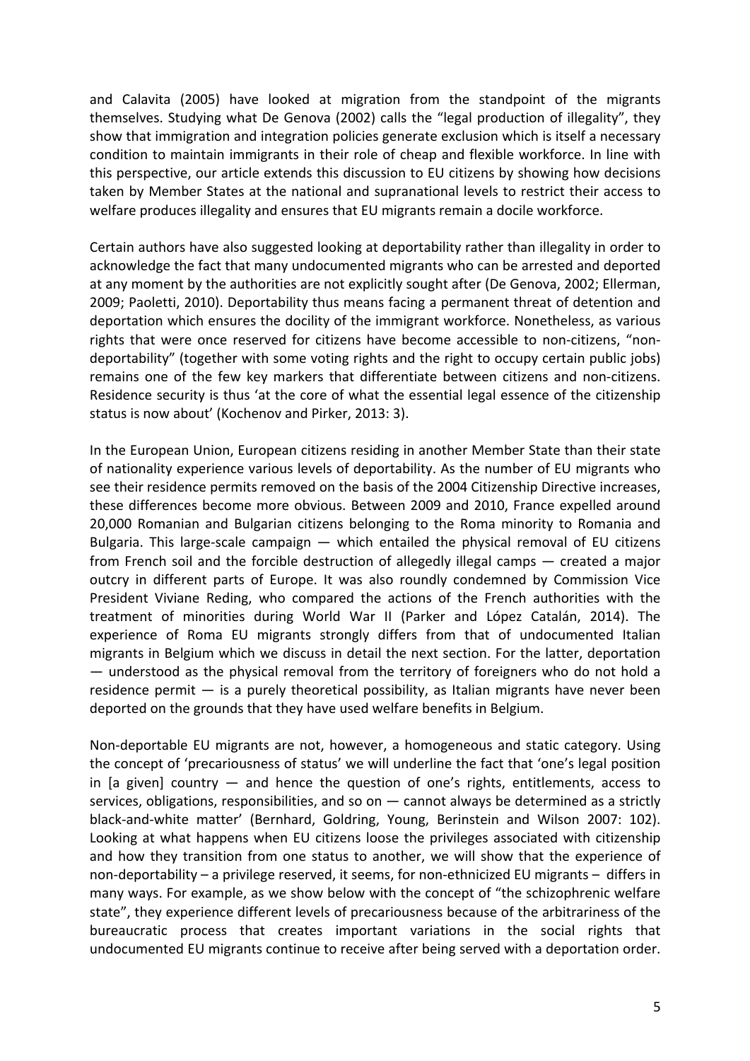and Calavita (2005) have looked at migration from the standpoint of the migrants themselves. Studying what De Genova (2002) calls the "legal production of illegality", they show that immigration and integration policies generate exclusion which is itself a necessary condition to maintain immigrants in their role of cheap and flexible workforce. In line with this perspective, our article extends this discussion to EU citizens by showing how decisions taken by Member States at the national and supranational levels to restrict their access to welfare produces illegality and ensures that EU migrants remain a docile workforce.

Certain authors have also suggested looking at deportability rather than illegality in order to acknowledge the fact that many undocumented migrants who can be arrested and deported at any moment by the authorities are not explicitly sought after (De Genova, 2002; Ellerman, 2009; Paoletti, 2010). Deportability thus means facing a permanent threat of detention and deportation which ensures the docility of the immigrant workforce. Nonetheless, as various rights that were once reserved for citizens have become accessible to non-citizens, "non-deportability" (together with some voting rights and the right to occupy certain public jobs) remains one of the few key markers that differentiate between citizens and non-citizens. Residence security is thus 'at the core of what the essential legal essence of the citizenship status is now about' (Kochenov and Pirker, 2013: 3).

In the European Union, European citizens residing in another Member State than their state of nationality experience various levels of deportability. As the number of EU migrants who see their residence permits removed on the basis of the 2004 Citizenship Directive increases, these differences become more obvious. Between 2009 and 2010, France expelled around 20,000 Romanian and Bulgarian citizens belonging to the Roma minority to Romania and Bulgaria. This large-scale campaign — which entailed the physical removal of EU citizens from French soil and the forcible destruction of allegedly illegal camps — created a major outcry in different parts of Europe. It was also roundly condemned by Commission Vice President Viviane Reding, who compared the actions of the French authorities with the treatment of minorities during World War II (Parker and López Catalán, 2014). The experience of Roma EU migrants strongly differs from that of undocumented Italian migrants in Belgium which we discuss in detail the next section. For the latter, deportation — understood as the physical removal from the territory of foreigners who do not hold a residence permit — is a purely theoretical possibility, as Italian migrants have never been deported on the grounds that they have used welfare benefits in Belgium.

Non-deportable EU migrants are not, however, a homogeneous and static category. Using the concept of 'precariousness of status' we will underline the fact that 'one's legal position in [a given] country — and hence the question of one's rights, entitlements, access to services, obligations, responsibilities, and so on — cannot always be determined as a strictly black-and-white matter' (Bernhard, Goldring, Young, Berinstein and Wilson 2007: 102). Looking at what happens when EU citizens loose the privileges associated with citizenship and how they transition from one status to another, we will show that the experience of non-deportability – a privilege reserved, it seems, for non-ethnicized EU migrants – differs in many ways. For example, as we show below with the concept of "the schizophrenic welfare state", they experience different levels of precariousness because of the arbitrariness of the bureaucratic process that creates important variations in the social rights that undocumented EU migrants continue to receive after being served with a deportation order.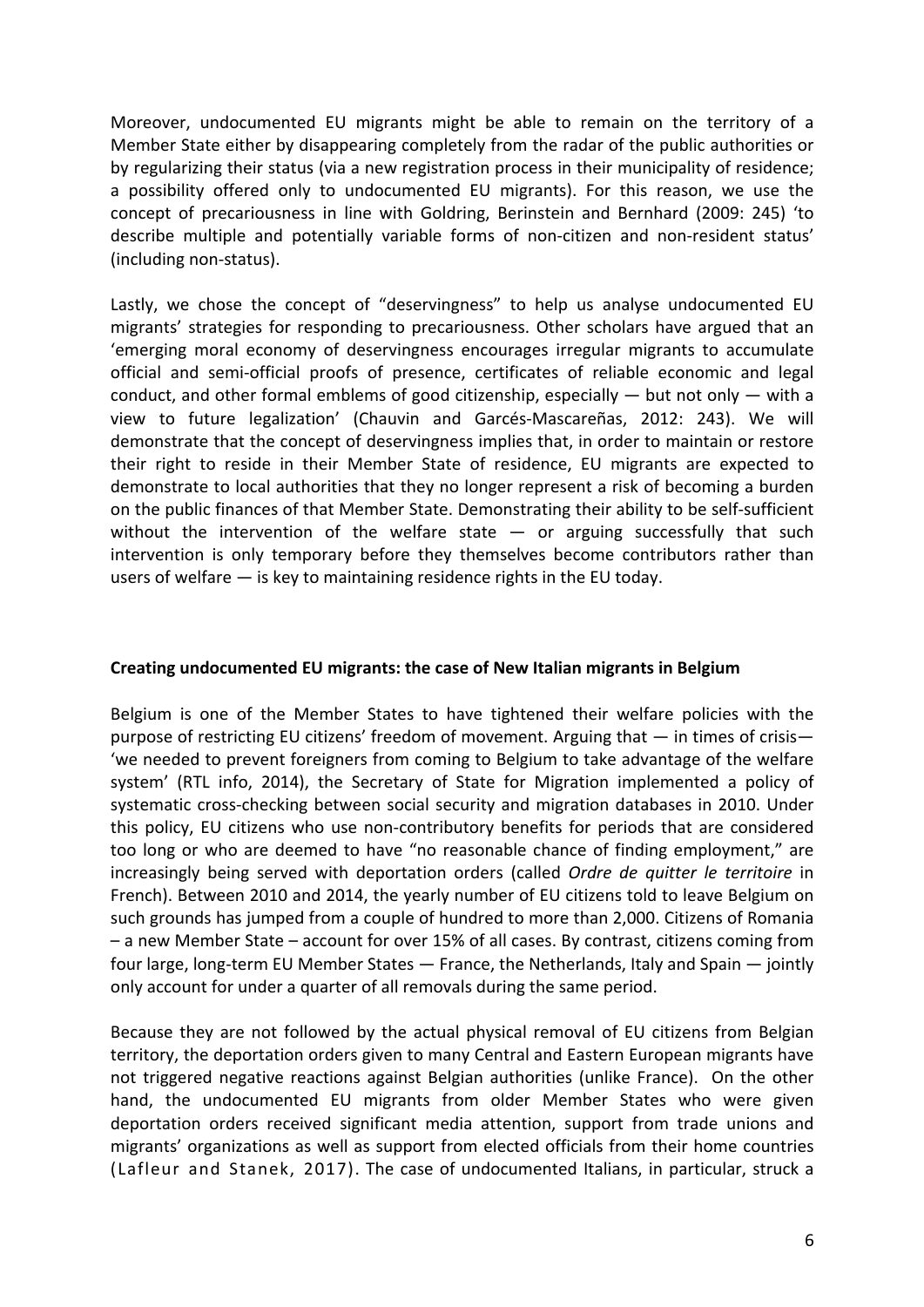Moreover, undocumented EU migrants might be able to remain on the territory of a Member State either by disappearing completely from the radar of the public authorities or by regularizing their status (via a new registration process in their municipality of residence; a possibility offered only to undocumented EU migrants). For this reason, we use the concept of precariousness in line with Goldring, Berinstein and Bernhard (2009: 245) 'to describe multiple and potentially variable forms of non-citizen and non-resident status' (including non-status).

Lastly, we chose the concept of "deservingness" to help us analyse undocumented EU migrants' strategies for responding to precariousness. Other scholars have argued that an 'emerging moral economy of deservingness encourages irregular migrants to accumulate official and semi-official proofs of presence, certificates of reliable economic and legal conduct, and other formal emblems of good citizenship, especially — but not only — with a view to future legalization' (Chauvin and Garcés-Mascareñas, 2012: 243). We will demonstrate that the concept of deservingness implies that, in order to maintain or restore their right to reside in their Member State of residence, EU migrants are expected to demonstrate to local authorities that they no longer represent a risk of becoming a burden on the public finances of that Member State. Demonstrating their ability to be self-sufficient without the intervention of the welfare state — or arguing successfully that such intervention is only temporary before they themselves become contributors rather than users of welfare — is key to maintaining residence rights in the EU today.

**Creating undocumented EU migrants: the case of New Italian migrants in Belgium**

Belgium is one of the Member States to have tightened their welfare policies with the purpose of restricting EU citizens' freedom of movement. Arguing that — in times of crisis— 'we needed to prevent foreigners from coming to Belgium to take advantage of the welfare system' (RTL info, 2014), the Secretary of State for Migration implemented a policy of systematic cross-checking between social security and migration databases in 2010. Under this policy, EU citizens who use non-contributory benefits for periods that are considered too long or who are deemed to have "no reasonable chance of finding employment," are increasingly being served with deportation orders (called *Ordre de quitter le territoire* in French). Between 2010 and 2014, the yearly number of EU citizens told to leave Belgium on such grounds has jumped from a couple of hundred to more than 2,000. Citizens of Romania – a new Member State – account for over 15% of all cases. By contrast, citizens coming from four large, long-term EU Member States — France, the Netherlands, Italy and Spain — jointly only account for under a quarter of all removals during the same period.

Because they are not followed by the actual physical removal of EU citizens from Belgian territory, the deportation orders given to many Central and Eastern European migrants have not triggered negative reactions against Belgian authorities (unlike France). On the other hand, the undocumented EU migrants from older Member States who were given deportation orders received significant media attention, support from trade unions and migrants' organizations as well as support from elected officials from their home countries (Lafleur and Stanek, 2017). The case of undocumented Italians, in particular, struck a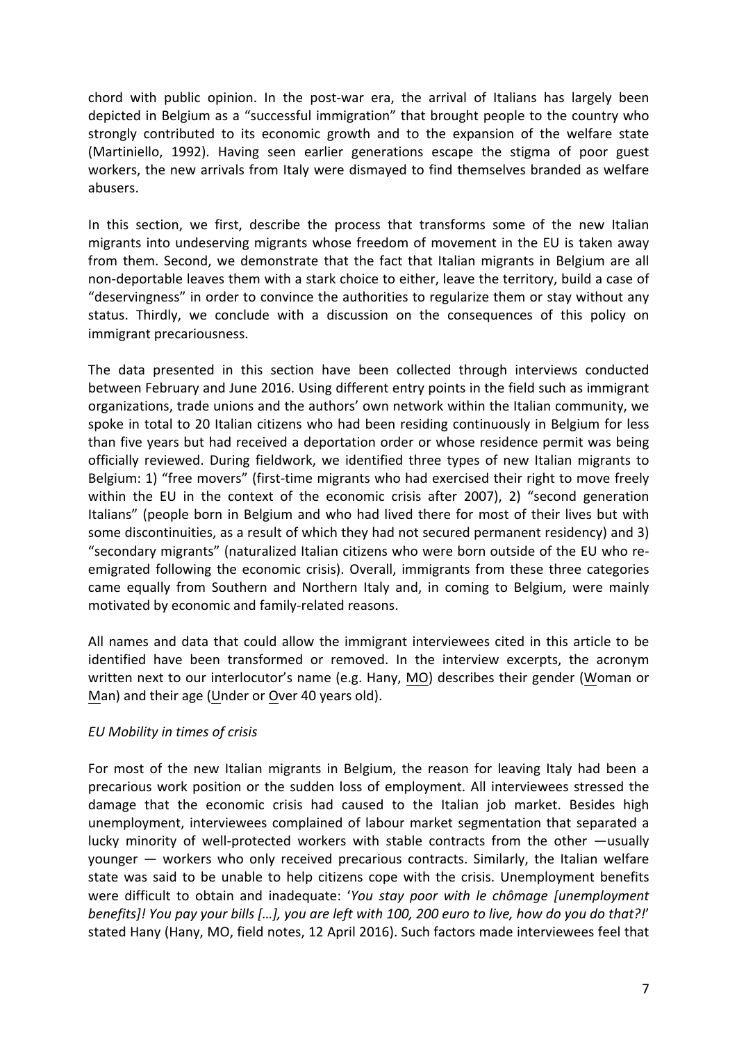chord with public opinion. In the post-war era, the arrival of Italians has largely been depicted in Belgium as a "successful immigration" that brought people to the country who strongly contributed to its economic growth and to the expansion of the welfare state (Martiniello, 1992). Having seen earlier generations escape the stigma of poor guest workers, the new arrivals from Italy were dismayed to find themselves branded as welfare abusers.

In this section, we first, describe the process that transforms some of the new Italian migrants into undeserving migrants whose freedom of movement in the EU is taken away from them. Second, we demonstrate that the fact that Italian migrants in Belgium are all non-deportable leaves them with a stark choice to either, leave the territory, build a case of "deservingness" in order to convince the authorities to regularize them or stay without any status. Thirdly, we conclude with a discussion on the consequences of this policy on immigrant precariousness.

The data presented in this section have been collected through interviews conducted between February and June 2016. Using different entry points in the field such as immigrant organizations, trade unions and the authors' own network within the Italian community, we spoke in total to 20 Italian citizens who had been residing continuously in Belgium for less than five years but had received a deportation order or whose residence permit was being officially reviewed. During fieldwork, we identified three types of new Italian migrants to Belgium: 1) "free movers" (first-time migrants who had exercised their right to move freely within the EU in the context of the economic crisis after 2007), 2) "second generation Italians" (people born in Belgium and who had lived there for most of their lives but with some discontinuities, as a result of which they had not secured permanent residency) and 3) "secondary migrants" (naturalized Italian citizens who were born outside of the EU who re-emigrated following the economic crisis). Overall, immigrants from these three categories came equally from Southern and Northern Italy and, in coming to Belgium, were mainly motivated by economic and family-related reasons.

All names and data that could allow the immigrant interviewees cited in this article to be identified have been transformed or removed. In the interview excerpts, the acronym written next to our interlocutor's name (e.g. Hany, <u>MO</u>) describes their gender (<u>W</u>oman or <u>M</u>an) and their age (<u>U</u>nder or <u>O</u>ver 40 years old).

*EU Mobility in times of crisis*

For most of the new Italian migrants in Belgium, the reason for leaving Italy had been a precarious work position or the sudden loss of employment. All interviewees stressed the damage that the economic crisis had caused to the Italian job market. Besides high unemployment, interviewees complained of labour market segmentation that separated a lucky minority of well-protected workers with stable contracts from the other —usually younger — workers who only received precarious contracts. Similarly, the Italian welfare state was said to be unable to help citizens cope with the crisis. Unemployment benefits were difficult to obtain and inadequate: '*You stay poor with le chômage [unemployment benefits]! You pay your bills […], you are left with 100, 200 euro to live, how do you do that?!*' stated Hany (Hany, MO, field notes, 12 April 2016). Such factors made interviewees feel that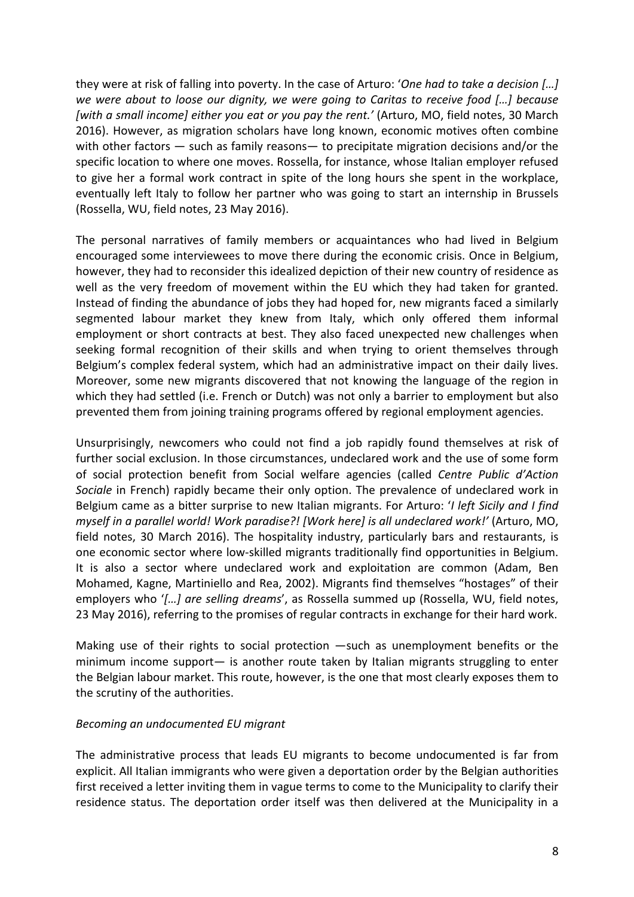they were at risk of falling into poverty. In the case of Arturo: '*One had to take a decision […] we were about to loose our dignity, we were going to Caritas to receive food […] because [with a small income] either you eat or you pay the rent.*' (Arturo, MO, field notes, 30 March 2016). However, as migration scholars have long known, economic motives often combine with other factors — such as family reasons— to precipitate migration decisions and/or the specific location to where one moves. Rossella, for instance, whose Italian employer refused to give her a formal work contract in spite of the long hours she spent in the workplace, eventually left Italy to follow her partner who was going to start an internship in Brussels (Rossella, WU, field notes, 23 May 2016).

The personal narratives of family members or acquaintances who had lived in Belgium encouraged some interviewees to move there during the economic crisis. Once in Belgium, however, they had to reconsider this idealized depiction of their new country of residence as well as the very freedom of movement within the EU which they had taken for granted. Instead of finding the abundance of jobs they had hoped for, new migrants faced a similarly segmented labour market they knew from Italy, which only offered them informal employment or short contracts at best. They also faced unexpected new challenges when seeking formal recognition of their skills and when trying to orient themselves through Belgium's complex federal system, which had an administrative impact on their daily lives. Moreover, some new migrants discovered that not knowing the language of the region in which they had settled (i.e. French or Dutch) was not only a barrier to employment but also prevented them from joining training programs offered by regional employment agencies.

Unsurprisingly, newcomers who could not find a job rapidly found themselves at risk of further social exclusion. In those circumstances, undeclared work and the use of some form of social protection benefit from Social welfare agencies (called *Centre Public d'Action Sociale* in French) rapidly became their only option. The prevalence of undeclared work in Belgium came as a bitter surprise to new Italian migrants. For Arturo: '*I left Sicily and I find myself in a parallel world! Work paradise?! [Work here] is all undeclared work!*' (Arturo, MO, field notes, 30 March 2016). The hospitality industry, particularly bars and restaurants, is one economic sector where low-skilled migrants traditionally find opportunities in Belgium. It is also a sector where undeclared work and exploitation are common (Adam, Ben Mohamed, Kagne, Martiniello and Rea, 2002). Migrants find themselves "hostages" of their employers who '*[…] are selling dreams*', as Rossella summed up (Rossella, WU, field notes, 23 May 2016), referring to the promises of regular contracts in exchange for their hard work.

Making use of their rights to social protection —such as unemployment benefits or the minimum income support— is another route taken by Italian migrants struggling to enter the Belgian labour market. This route, however, is the one that most clearly exposes them to the scrutiny of the authorities.

*Becoming an undocumented EU migrant*

The administrative process that leads EU migrants to become undocumented is far from explicit. All Italian immigrants who were given a deportation order by the Belgian authorities first received a letter inviting them in vague terms to come to the Municipality to clarify their residence status. The deportation order itself was then delivered at the Municipality in a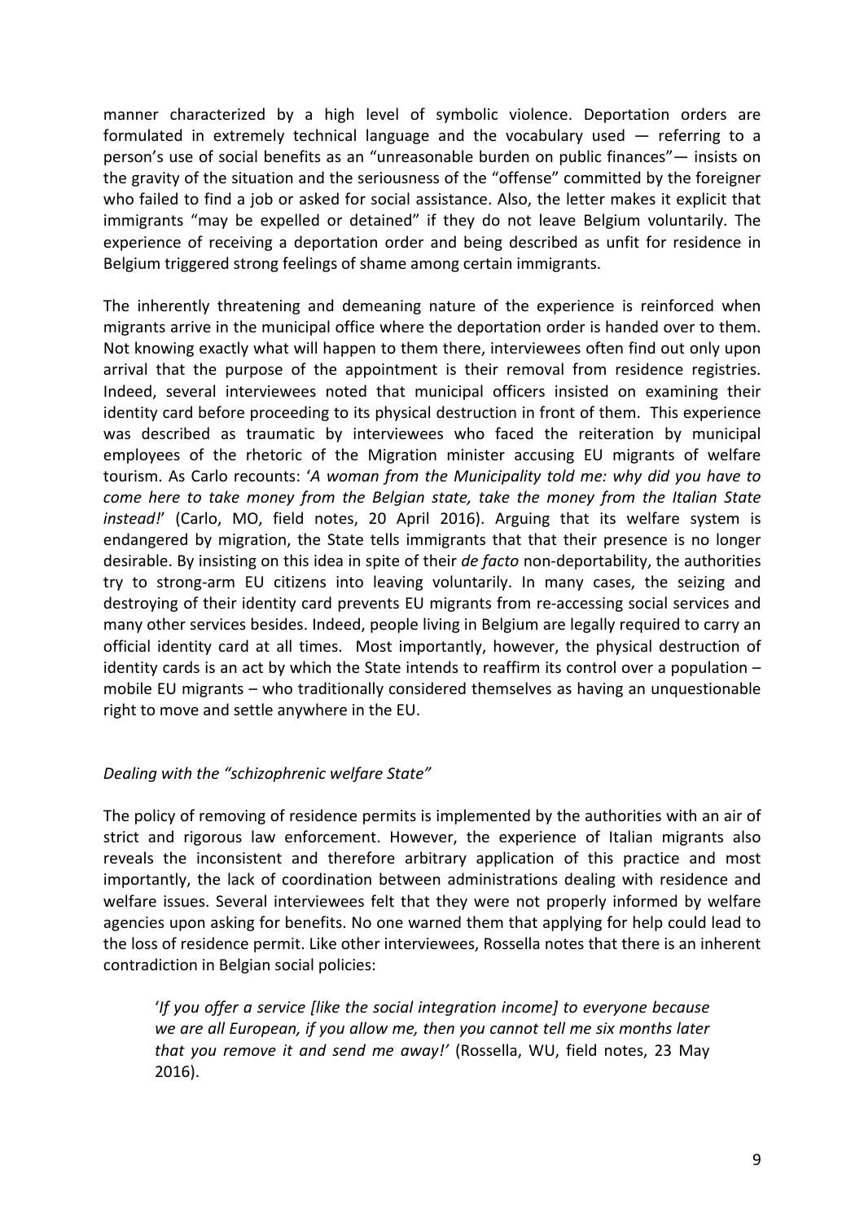manner characterized by a high level of symbolic violence. Deportation orders are formulated in extremely technical language and the vocabulary used — referring to a person's use of social benefits as an "unreasonable burden on public finances"— insists on the gravity of the situation and the seriousness of the "offense" committed by the foreigner who failed to find a job or asked for social assistance. Also, the letter makes it explicit that immigrants "may be expelled or detained" if they do not leave Belgium voluntarily. The experience of receiving a deportation order and being described as unfit for residence in Belgium triggered strong feelings of shame among certain immigrants.

The inherently threatening and demeaning nature of the experience is reinforced when migrants arrive in the municipal office where the deportation order is handed over to them. Not knowing exactly what will happen to them there, interviewees often find out only upon arrival that the purpose of the appointment is their removal from residence registries. Indeed, several interviewees noted that municipal officers insisted on examining their identity card before proceeding to its physical destruction in front of them. This experience was described as traumatic by interviewees who faced the reiteration by municipal employees of the rhetoric of the Migration minister accusing EU migrants of welfare tourism. As Carlo recounts: '*A woman from the Municipality told me: why did you have to come here to take money from the Belgian state, take the money from the Italian State instead!*' (Carlo, MO, field notes, 20 April 2016). Arguing that its welfare system is endangered by migration, the State tells immigrants that that their presence is no longer desirable. By insisting on this idea in spite of their *de facto* non-deportability, the authorities try to strong-arm EU citizens into leaving voluntarily. In many cases, the seizing and destroying of their identity card prevents EU migrants from re-accessing social services and many other services besides. Indeed, people living in Belgium are legally required to carry an official identity card at all times. Most importantly, however, the physical destruction of identity cards is an act by which the State intends to reaffirm its control over a population – mobile EU migrants – who traditionally considered themselves as having an unquestionable right to move and settle anywhere in the EU.

*Dealing with the "schizophrenic welfare State"*

The policy of removing of residence permits is implemented by the authorities with an air of strict and rigorous law enforcement. However, the experience of Italian migrants also reveals the inconsistent and therefore arbitrary application of this practice and most importantly, the lack of coordination between administrations dealing with residence and welfare issues. Several interviewees felt that they were not properly informed by welfare agencies upon asking for benefits. No one warned them that applying for help could lead to the loss of residence permit. Like other interviewees, Rossella notes that there is an inherent contradiction in Belgian social policies:

> '*If you offer a service [like the social integration income] to everyone because we are all European, if you allow me, then you cannot tell me six months later that you remove it and send me away!*' (Rossella, WU, field notes, 23 May 2016).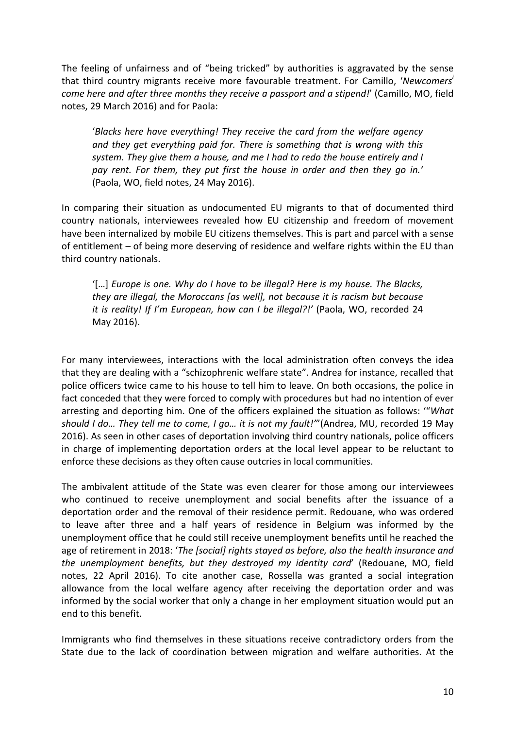The feeling of unfairness and of "being tricked" by authorities is aggravated by the sense that third country migrants receive more favourable treatment. For Camillo, '*Newcomers*[i] *come here and after three months they receive a passport and a stipend!*' (Camillo, MO, field notes, 29 March 2016) and for Paola:

> '*Blacks here have everything! They receive the card from the welfare agency and they get everything paid for. There is something that is wrong with this system. They give them a house, and me I had to redo the house entirely and I pay rent. For them, they put first the house in order and then they go in.'* (Paola, WO, field notes, 24 May 2016).

In comparing their situation as undocumented EU migrants to that of documented third country nationals, interviewees revealed how EU citizenship and freedom of movement have been internalized by mobile EU citizens themselves. This is part and parcel with a sense of entitlement – of being more deserving of residence and welfare rights within the EU than third country nationals.

> '[…] *Europe is one. Why do I have to be illegal? Here is my house. The Blacks, they are illegal, the Moroccans [as well], not because it is racism but because it is reality! If I'm European, how can I be illegal?!'* (Paola, WO, recorded 24 May 2016).

For many interviewees, interactions with the local administration often conveys the idea that they are dealing with a "schizophrenic welfare state". Andrea for instance, recalled that police officers twice came to his house to tell him to leave. On both occasions, the police in fact conceded that they were forced to comply with procedures but had no intention of ever arresting and deporting him. One of the officers explained the situation as follows: '"*What should I do… They tell me to come, I go… it is not my fault!*"'(Andrea, MU, recorded 19 May 2016). As seen in other cases of deportation involving third country nationals, police officers in charge of implementing deportation orders at the local level appear to be reluctant to enforce these decisions as they often cause outcries in local communities.

The ambivalent attitude of the State was even clearer for those among our interviewees who continued to receive unemployment and social benefits after the issuance of a deportation order and the removal of their residence permit. Redouane, who was ordered to leave after three and a half years of residence in Belgium was informed by the unemployment office that he could still receive unemployment benefits until he reached the age of retirement in 2018: '*The [social] rights stayed as before, also the health insurance and the unemployment benefits, but they destroyed my identity card*' (Redouane, MO, field notes, 22 April 2016). To cite another case, Rossella was granted a social integration allowance from the local welfare agency after receiving the deportation order and was informed by the social worker that only a change in her employment situation would put an end to this benefit.

Immigrants who find themselves in these situations receive contradictory orders from the State due to the lack of coordination between migration and welfare authorities. At the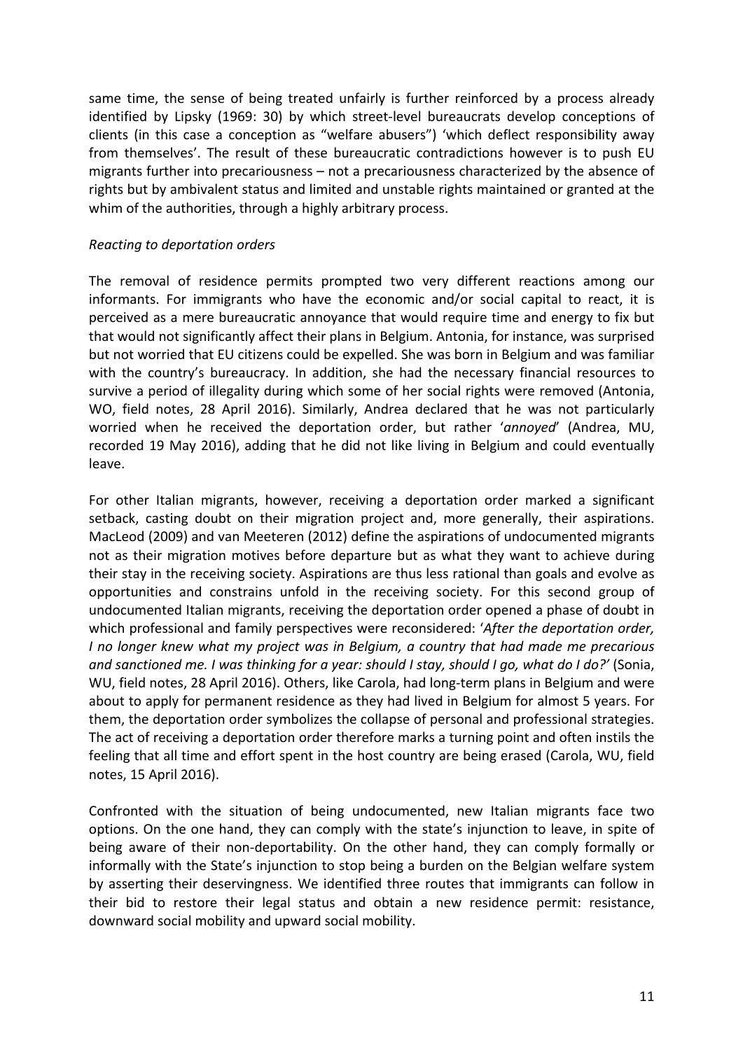same time, the sense of being treated unfairly is further reinforced by a process already identified by Lipsky (1969: 30) by which street-level bureaucrats develop conceptions of clients (in this case a conception as "welfare abusers") 'which deflect responsibility away from themselves'. The result of these bureaucratic contradictions however is to push EU migrants further into precariousness – not a precariousness characterized by the absence of rights but by ambivalent status and limited and unstable rights maintained or granted at the whim of the authorities, through a highly arbitrary process.

*Reacting to deportation orders*

The removal of residence permits prompted two very different reactions among our informants. For immigrants who have the economic and/or social capital to react, it is perceived as a mere bureaucratic annoyance that would require time and energy to fix but that would not significantly affect their plans in Belgium. Antonia, for instance, was surprised but not worried that EU citizens could be expelled. She was born in Belgium and was familiar with the country's bureaucracy. In addition, she had the necessary financial resources to survive a period of illegality during which some of her social rights were removed (Antonia, WO, field notes, 28 April 2016). Similarly, Andrea declared that he was not particularly worried when he received the deportation order, but rather '*annoyed*' (Andrea, MU, recorded 19 May 2016), adding that he did not like living in Belgium and could eventually leave.

For other Italian migrants, however, receiving a deportation order marked a significant setback, casting doubt on their migration project and, more generally, their aspirations. MacLeod (2009) and van Meeteren (2012) define the aspirations of undocumented migrants not as their migration motives before departure but as what they want to achieve during their stay in the receiving society. Aspirations are thus less rational than goals and evolve as opportunities and constrains unfold in the receiving society. For this second group of undocumented Italian migrants, receiving the deportation order opened a phase of doubt in which professional and family perspectives were reconsidered: '*After the deportation order, I no longer knew what my project was in Belgium, a country that had made me precarious and sanctioned me. I was thinking for a year: should I stay, should I go, what do I do?*' (Sonia, WU, field notes, 28 April 2016). Others, like Carola, had long-term plans in Belgium and were about to apply for permanent residence as they had lived in Belgium for almost 5 years. For them, the deportation order symbolizes the collapse of personal and professional strategies. The act of receiving a deportation order therefore marks a turning point and often instils the feeling that all time and effort spent in the host country are being erased (Carola, WU, field notes, 15 April 2016).

Confronted with the situation of being undocumented, new Italian migrants face two options. On the one hand, they can comply with the state's injunction to leave, in spite of being aware of their non-deportability. On the other hand, they can comply formally or informally with the State's injunction to stop being a burden on the Belgian welfare system by asserting their deservingness. We identified three routes that immigrants can follow in their bid to restore their legal status and obtain a new residence permit: resistance, downward social mobility and upward social mobility.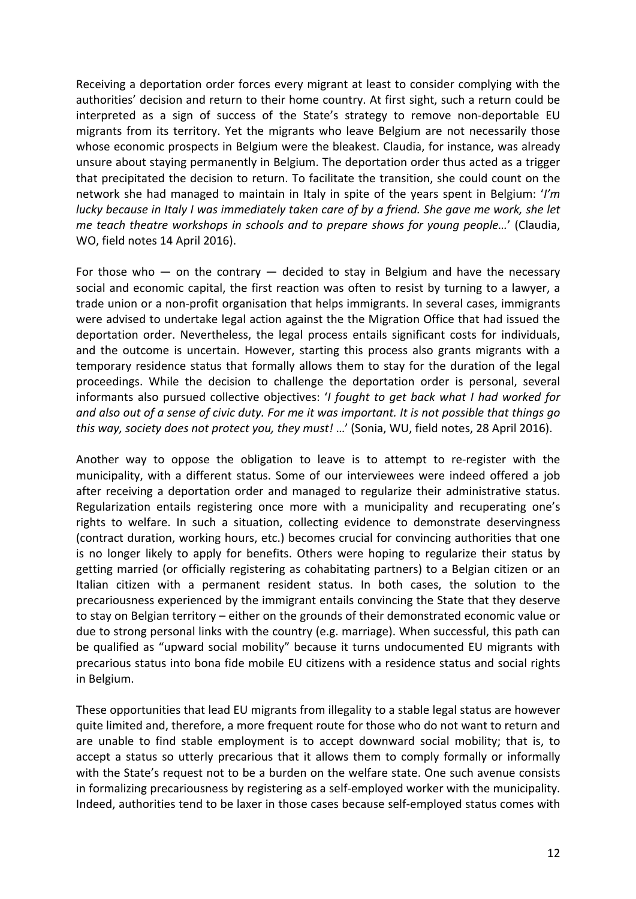Receiving a deportation order forces every migrant at least to consider complying with the authorities' decision and return to their home country. At first sight, such a return could be interpreted as a sign of success of the State's strategy to remove non-deportable EU migrants from its territory. Yet the migrants who leave Belgium are not necessarily those whose economic prospects in Belgium were the bleakest. Claudia, for instance, was already unsure about staying permanently in Belgium. The deportation order thus acted as a trigger that precipitated the decision to return. To facilitate the transition, she could count on the network she had managed to maintain in Italy in spite of the years spent in Belgium: '*I'm lucky because in Italy I was immediately taken care of by a friend. She gave me work, she let me teach theatre workshops in schools and to prepare shows for young people…*' (Claudia, WO, field notes 14 April 2016).

For those who — on the contrary — decided to stay in Belgium and have the necessary social and economic capital, the first reaction was often to resist by turning to a lawyer, a trade union or a non-profit organisation that helps immigrants. In several cases, immigrants were advised to undertake legal action against the the Migration Office that had issued the deportation order. Nevertheless, the legal process entails significant costs for individuals, and the outcome is uncertain. However, starting this process also grants migrants with a temporary residence status that formally allows them to stay for the duration of the legal proceedings. While the decision to challenge the deportation order is personal, several informants also pursued collective objectives: '*I fought to get back what I had worked for and also out of a sense of civic duty. For me it was important. It is not possible that things go this way, society does not protect you, they must!* …' (Sonia, WU, field notes, 28 April 2016).

Another way to oppose the obligation to leave is to attempt to re-register with the municipality, with a different status. Some of our interviewees were indeed offered a job after receiving a deportation order and managed to regularize their administrative status. Regularization entails registering once more with a municipality and recuperating one's rights to welfare. In such a situation, collecting evidence to demonstrate deservingness (contract duration, working hours, etc.) becomes crucial for convincing authorities that one is no longer likely to apply for benefits. Others were hoping to regularize their status by getting married (or officially registering as cohabitating partners) to a Belgian citizen or an Italian citizen with a permanent resident status. In both cases, the solution to the precariousness experienced by the immigrant entails convincing the State that they deserve to stay on Belgian territory – either on the grounds of their demonstrated economic value or due to strong personal links with the country (e.g. marriage). When successful, this path can be qualified as "upward social mobility" because it turns undocumented EU migrants with precarious status into bona fide mobile EU citizens with a residence status and social rights in Belgium.

These opportunities that lead EU migrants from illegality to a stable legal status are however quite limited and, therefore, a more frequent route for those who do not want to return and are unable to find stable employment is to accept downward social mobility; that is, to accept a status so utterly precarious that it allows them to comply formally or informally with the State's request not to be a burden on the welfare state. One such avenue consists in formalizing precariousness by registering as a self-employed worker with the municipality. Indeed, authorities tend to be laxer in those cases because self-employed status comes with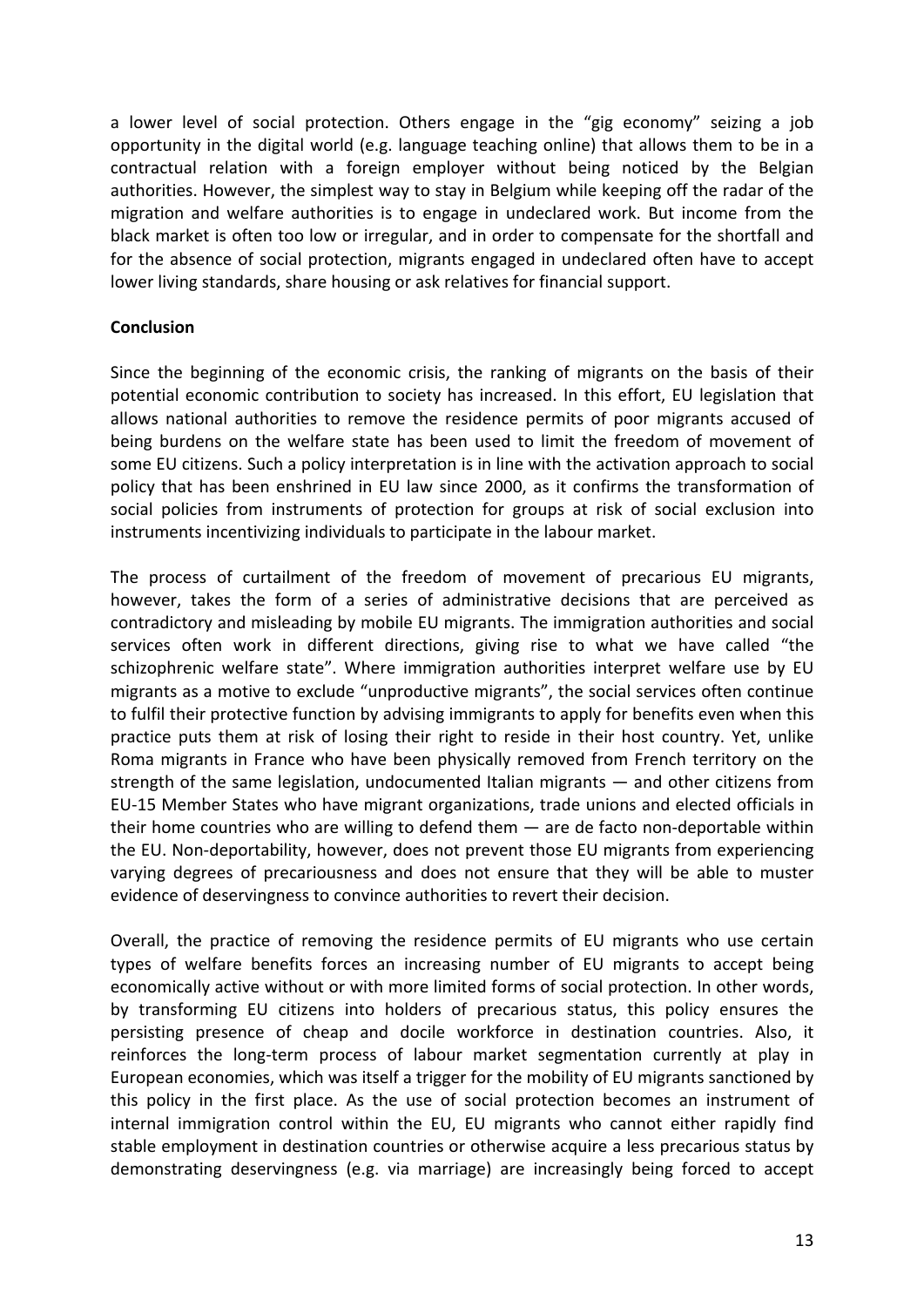a lower level of social protection. Others engage in the "gig economy" seizing a job opportunity in the digital world (e.g. language teaching online) that allows them to be in a contractual relation with a foreign employer without being noticed by the Belgian authorities. However, the simplest way to stay in Belgium while keeping off the radar of the migration and welfare authorities is to engage in undeclared work. But income from the black market is often too low or irregular, and in order to compensate for the shortfall and for the absence of social protection, migrants engaged in undeclared often have to accept lower living standards, share housing or ask relatives for financial support.

**Conclusion**

Since the beginning of the economic crisis, the ranking of migrants on the basis of their potential economic contribution to society has increased. In this effort, EU legislation that allows national authorities to remove the residence permits of poor migrants accused of being burdens on the welfare state has been used to limit the freedom of movement of some EU citizens. Such a policy interpretation is in line with the activation approach to social policy that has been enshrined in EU law since 2000, as it confirms the transformation of social policies from instruments of protection for groups at risk of social exclusion into instruments incentivizing individuals to participate in the labour market.

The process of curtailment of the freedom of movement of precarious EU migrants, however, takes the form of a series of administrative decisions that are perceived as contradictory and misleading by mobile EU migrants. The immigration authorities and social services often work in different directions, giving rise to what we have called "the schizophrenic welfare state". Where immigration authorities interpret welfare use by EU migrants as a motive to exclude "unproductive migrants", the social services often continue to fulfil their protective function by advising immigrants to apply for benefits even when this practice puts them at risk of losing their right to reside in their host country. Yet, unlike Roma migrants in France who have been physically removed from French territory on the strength of the same legislation, undocumented Italian migrants — and other citizens from EU-15 Member States who have migrant organizations, trade unions and elected officials in their home countries who are willing to defend them — are de facto non-deportable within the EU. Non-deportability, however, does not prevent those EU migrants from experiencing varying degrees of precariousness and does not ensure that they will be able to muster evidence of deservingness to convince authorities to revert their decision.

Overall, the practice of removing the residence permits of EU migrants who use certain types of welfare benefits forces an increasing number of EU migrants to accept being economically active without or with more limited forms of social protection. In other words, by transforming EU citizens into holders of precarious status, this policy ensures the persisting presence of cheap and docile workforce in destination countries. Also, it reinforces the long-term process of labour market segmentation currently at play in European economies, which was itself a trigger for the mobility of EU migrants sanctioned by this policy in the first place. As the use of social protection becomes an instrument of internal immigration control within the EU, EU migrants who cannot either rapidly find stable employment in destination countries or otherwise acquire a less precarious status by demonstrating deservingness (e.g. via marriage) are increasingly being forced to accept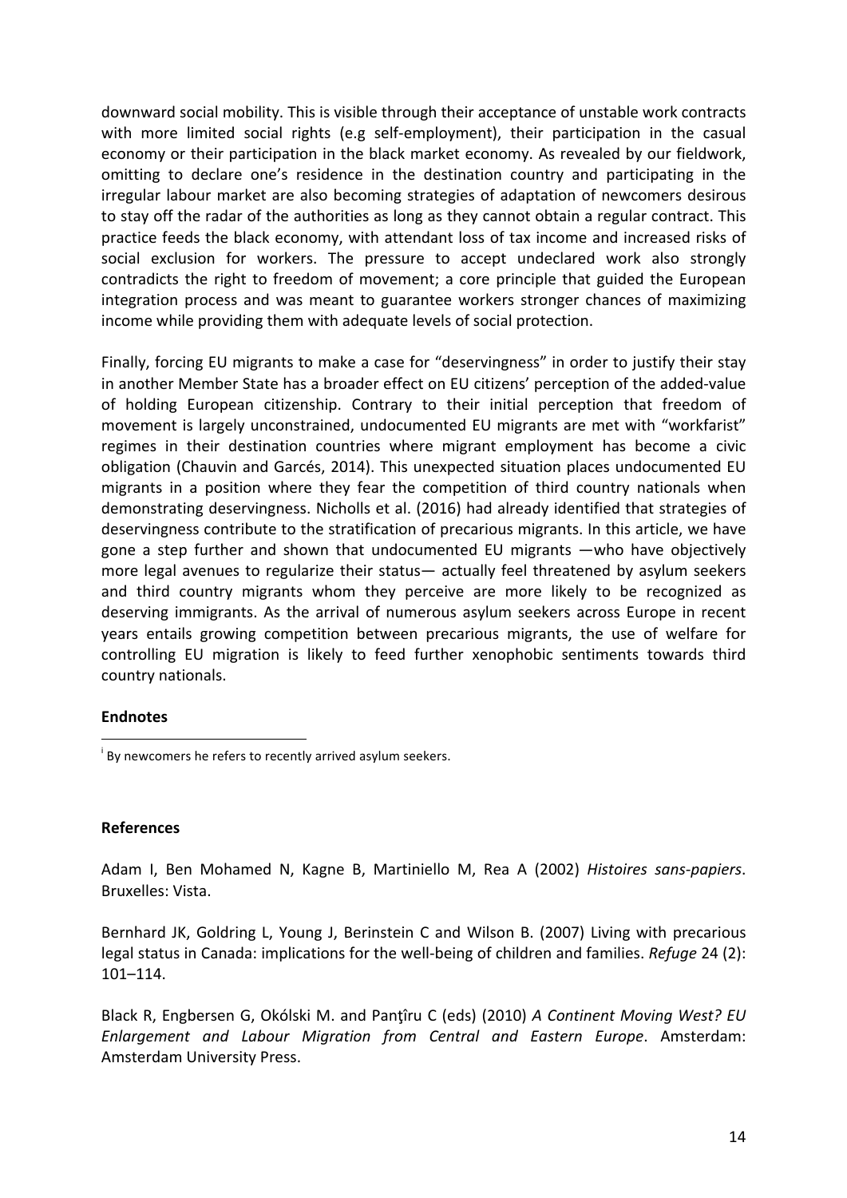downward social mobility. This is visible through their acceptance of unstable work contracts with more limited social rights (e.g self-employment), their participation in the casual economy or their participation in the black market economy. As revealed by our fieldwork, omitting to declare one's residence in the destination country and participating in the irregular labour market are also becoming strategies of adaptation of newcomers desirous to stay off the radar of the authorities as long as they cannot obtain a regular contract. This practice feeds the black economy, with attendant loss of tax income and increased risks of social exclusion for workers. The pressure to accept undeclared work also strongly contradicts the right to freedom of movement; a core principle that guided the European integration process and was meant to guarantee workers stronger chances of maximizing income while providing them with adequate levels of social protection.

Finally, forcing EU migrants to make a case for "deservingness" in order to justify their stay in another Member State has a broader effect on EU citizens' perception of the added-value of holding European citizenship. Contrary to their initial perception that freedom of movement is largely unconstrained, undocumented EU migrants are met with "workfarist" regimes in their destination countries where migrant employment has become a civic obligation (Chauvin and Garcés, 2014). This unexpected situation places undocumented EU migrants in a position where they fear the competition of third country nationals when demonstrating deservingness. Nicholls et al. (2016) had already identified that strategies of deservingness contribute to the stratification of precarious migrants. In this article, we have gone a step further and shown that undocumented EU migrants —who have objectively more legal avenues to regularize their status— actually feel threatened by asylum seekers and third country migrants whom they perceive are more likely to be recognized as deserving immigrants. As the arrival of numerous asylum seekers across Europe in recent years entails growing competition between precarious migrants, the use of welfare for controlling EU migration is likely to feed further xenophobic sentiments towards third country nationals.

**Endnotes**

[i] By newcomers he refers to recently arrived asylum seekers.

**References**

Adam I, Ben Mohamed N, Kagne B, Martiniello M, Rea A (2002) *Histoires sans-papiers*. Bruxelles: Vista.

Bernhard JK, Goldring L, Young J, Berinstein C and Wilson B. (2007) Living with precarious legal status in Canada: implications for the well-being of children and families. *Refuge* 24 (2): 101–114.

Black R, Engbersen G, Okólski M. and Panţîru C (eds) (2010) *A Continent Moving West? EU Enlargement and Labour Migration from Central and Eastern Europe*. Amsterdam: Amsterdam University Press.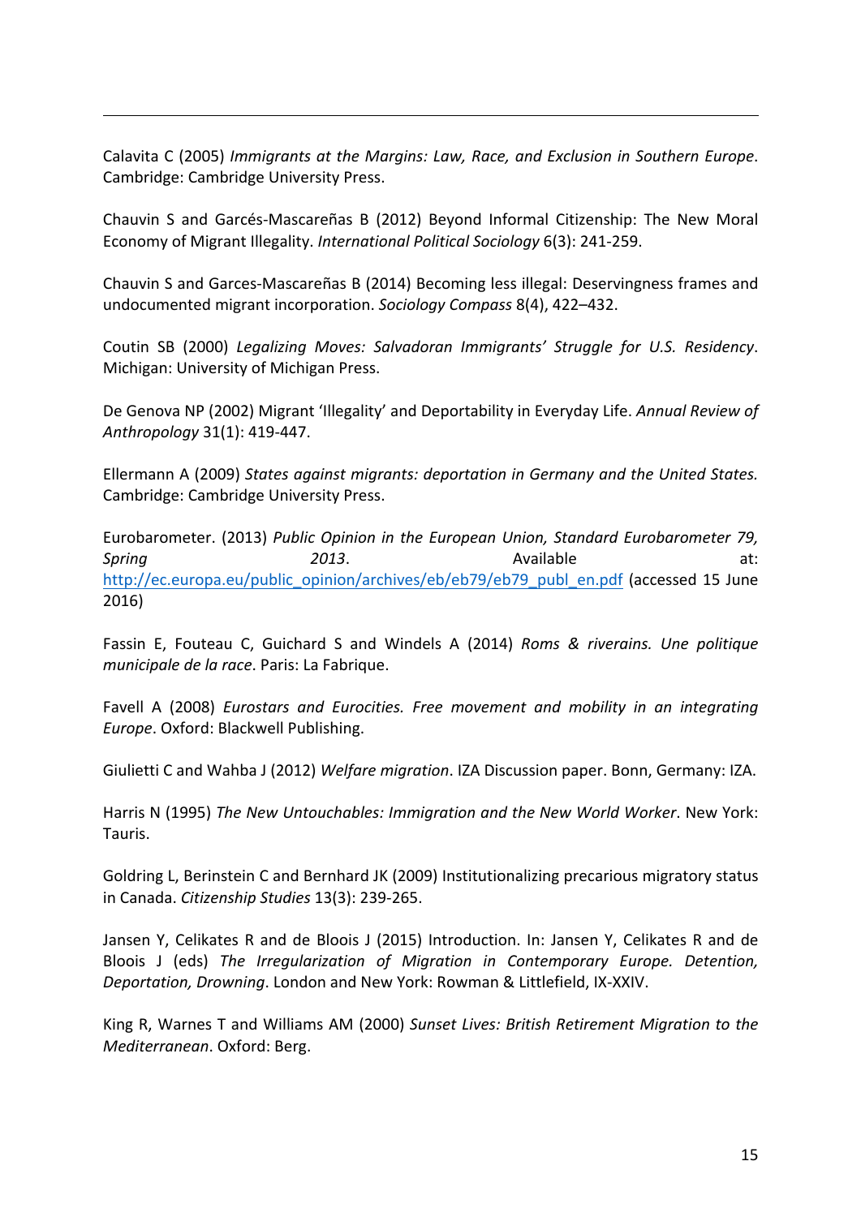Calavita C (2005) *Immigrants at the Margins: Law, Race, and Exclusion in Southern Europe*. Cambridge: Cambridge University Press.

Chauvin S and Garcés-Mascareñas B (2012) Beyond Informal Citizenship: The New Moral Economy of Migrant Illegality. *International Political Sociology* 6(3): 241-259.

Chauvin S and Garces-Mascareñas B (2014) Becoming less illegal: Deservingness frames and undocumented migrant incorporation. *Sociology Compass* 8(4), 422–432.

Coutin SB (2000) *Legalizing Moves: Salvadoran Immigrants' Struggle for U.S. Residency*. Michigan: University of Michigan Press.

De Genova NP (2002) Migrant 'Illegality' and Deportability in Everyday Life. *Annual Review of Anthropology* 31(1): 419-447.

Ellermann A (2009) *States against migrants: deportation in Germany and the United States.* Cambridge: Cambridge University Press.

Eurobarometer. (2013) *Public Opinion in the European Union, Standard Eurobarometer 79, Spring 2013*. Available at: http://ec.europa.eu/public_opinion/archives/eb/eb79/eb79_publ_en.pdf (accessed 15 June 2016)

Fassin E, Fouteau C, Guichard S and Windels A (2014) *Roms & riverains. Une politique municipale de la race*. Paris: La Fabrique.

Favell A (2008) *Eurostars and Eurocities. Free movement and mobility in an integrating Europe*. Oxford: Blackwell Publishing.

Giulietti C and Wahba J (2012) *Welfare migration*. IZA Discussion paper. Bonn, Germany: IZA.

Harris N (1995) *The New Untouchables: Immigration and the New World Worker*. New York: Tauris.

Goldring L, Berinstein C and Bernhard JK (2009) Institutionalizing precarious migratory status in Canada. *Citizenship Studies* 13(3): 239-265.

Jansen Y, Celikates R and de Bloois J (2015) Introduction. In: Jansen Y, Celikates R and de Bloois J (eds) *The Irregularization of Migration in Contemporary Europe. Detention, Deportation, Drowning*. London and New York: Rowman & Littlefield, IX-XXIV.

King R, Warnes T and Williams AM (2000) *Sunset Lives: British Retirement Migration to the Mediterranean*. Oxford: Berg.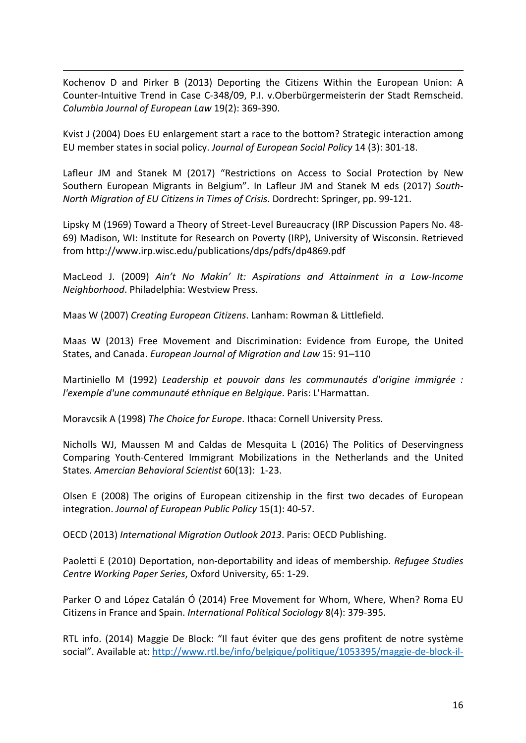Kochenov D and Pirker B (2013) Deporting the Citizens Within the European Union: A Counter-Intuitive Trend in Case C-348/09, P.I. v.Oberbürgermeisterin der Stadt Remscheid. *Columbia Journal of European Law* 19(2): 369-390.

Kvist J (2004) Does EU enlargement start a race to the bottom? Strategic interaction among EU member states in social policy. *Journal of European Social Policy* 14 (3): 301-18.

Lafleur JM and Stanek M (2017) "Restrictions on Access to Social Protection by New Southern European Migrants in Belgium". In Lafleur JM and Stanek M eds (2017) *South-North Migration of EU Citizens in Times of Crisis*. Dordrecht: Springer, pp. 99-121.

Lipsky M (1969) Toward a Theory of Street-Level Bureaucracy (IRP Discussion Papers No. 48-69) Madison, WI: Institute for Research on Poverty (IRP), University of Wisconsin. Retrieved from http://www.irp.wisc.edu/publications/dps/pdfs/dp4869.pdf

MacLeod J. (2009) *Ain't No Makin' It: Aspirations and Attainment in a Low-Income Neighborhood*. Philadelphia: Westview Press.

Maas W (2007) *Creating European Citizens*. Lanham: Rowman & Littlefield.

Maas W (2013) Free Movement and Discrimination: Evidence from Europe, the United States, and Canada. *European Journal of Migration and Law* 15: 91–110

Martiniello M (1992) *Leadership et pouvoir dans les communautés d'origine immigrée : l'exemple d'une communauté ethnique en Belgique*. Paris: L'Harmattan.

Moravcsik A (1998) *The Choice for Europe*. Ithaca: Cornell University Press.

Nicholls WJ, Maussen M and Caldas de Mesquita L (2016) The Politics of Deservingness Comparing Youth-Centered Immigrant Mobilizations in the Netherlands and the United States. *Amercian Behavioral Scientist* 60(13): 1-23.

Olsen E (2008) The origins of European citizenship in the first two decades of European integration. *Journal of European Public Policy* 15(1): 40-57.

OECD (2013) *International Migration Outlook 2013*. Paris: OECD Publishing.

Paoletti E (2010) Deportation, non-deportability and ideas of membership. *Refugee Studies Centre Working Paper Series*, Oxford University, 65: 1-29.

Parker O and López Catalán Ó (2014) Free Movement for Whom, Where, When? Roma EU Citizens in France and Spain. *International Political Sociology* 8(4): 379-395.

RTL info. (2014) Maggie De Block: "Il faut éviter que des gens profitent de notre système social". Available at: http://www.rtl.be/info/belgique/politique/1053395/maggie-de-block-il-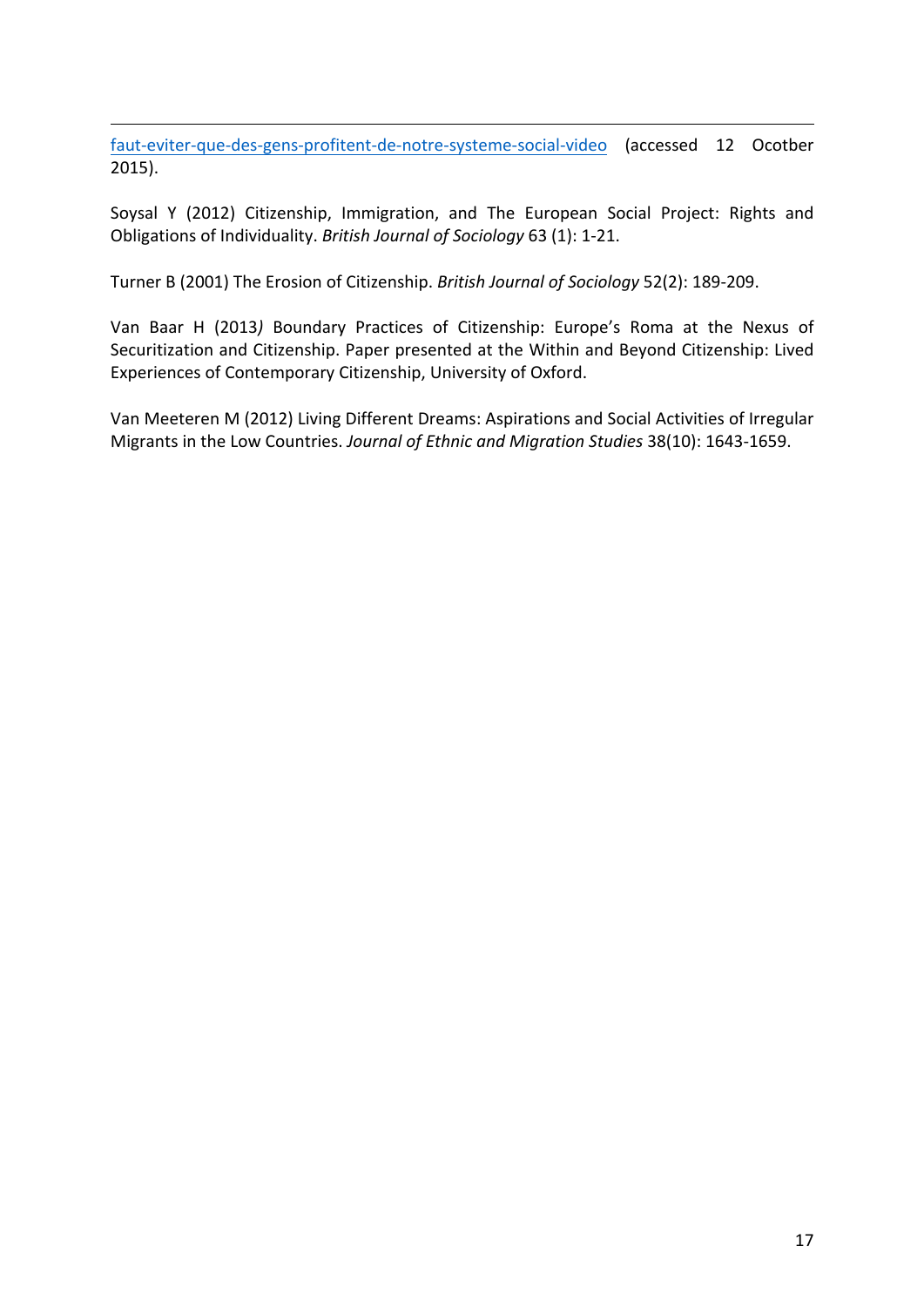faut-eviter-que-des-gens-profitent-de-notre-systeme-social-video (accessed 12 Ocotber 2015).

Soysal Y (2012) Citizenship, Immigration, and The European Social Project: Rights and Obligations of Individuality. *British Journal of Sociology* 63 (1): 1-21.

Turner B (2001) The Erosion of Citizenship. *British Journal of Sociology* 52(2): 189-209.

Van Baar H (2013*)* Boundary Practices of Citizenship: Europe's Roma at the Nexus of Securitization and Citizenship. Paper presented at the Within and Beyond Citizenship: Lived Experiences of Contemporary Citizenship, University of Oxford.

Van Meeteren M (2012) Living Different Dreams: Aspirations and Social Activities of Irregular Migrants in the Low Countries. *Journal of Ethnic and Migration Studies* 38(10): 1643-1659.